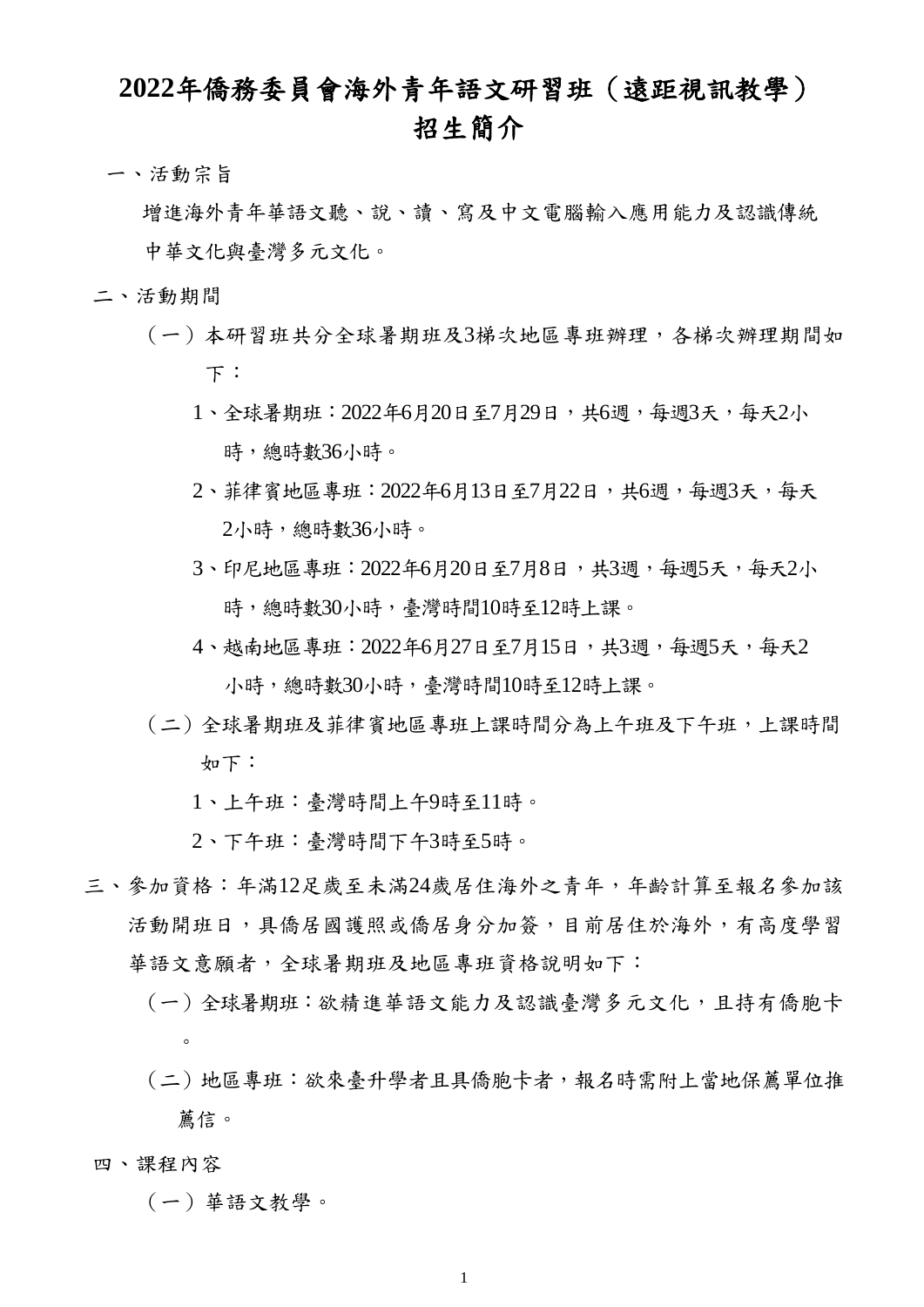# 2022年僑務委員會海外青年語文研習班（遠距視訊教學）
# 招生簡介

一、活動宗旨

增進海外青年華語文聽、說、讀、寫及中文電腦輸入應用能力及認識傳統中華文化與臺灣多元文化。

二、活動期間

（一）本研習班共分全球暑期班及3梯次地區專班辦理，各梯次辦理期間如下：

1、全球暑期班：2022年6月20日至7月29日，共6週，每週3天，每天2小時，總時數36小時。

2、菲律賓地區專班：2022年6月13日至7月22日，共6週，每週3天，每天2小時，總時數36小時。

3、印尼地區專班：2022年6月20日至7月8日，共3週，每週5天，每天2小時，總時數30小時，臺灣時間10時至12時上課。

4、越南地區專班：2022年6月27日至7月15日，共3週，每週5天，每天2小時，總時數30小時，臺灣時間10時至12時上課。

（二）全球暑期班及菲律賓地區專班上課時間分為上午班及下午班，上課時間如下：

1、上午班：臺灣時間上午9時至11時。

2、下午班：臺灣時間下午3時至5時。

三、參加資格：年滿12足歲至未滿24歲居住海外之青年，年齡計算至報名參加該活動開班日，具僑居國護照或僑居身分加簽，目前居住於海外，有高度學習華語文意願者，全球暑期班及地區專班資格說明如下：

（一）全球暑期班：欲精進華語文能力及認識臺灣多元文化，且持有僑胞卡。

（二）地區專班：欲來臺升學者且具僑胞卡者，報名時需附上當地保薦單位推薦信。

四、課程內容

（一）華語文教學。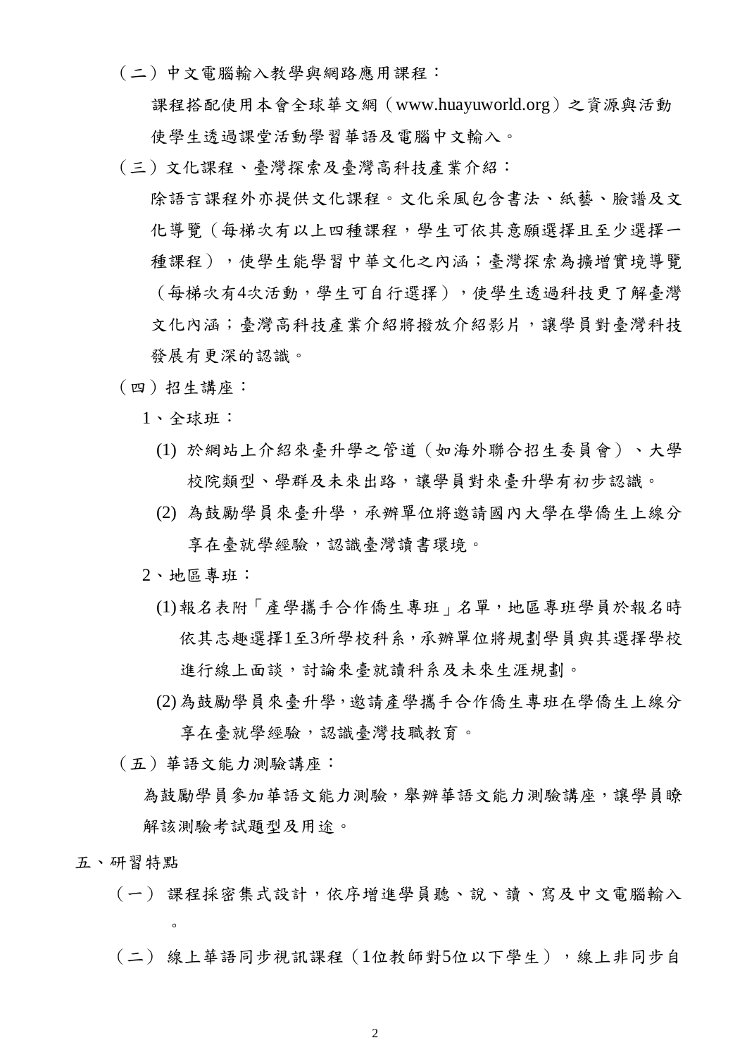（二）中文電腦輸入教學與網路應用課程：

課程搭配使用本會全球華文網（www.huayuworld.org）之資源與活動使學生透過課堂活動學習華語及電腦中文輸入。

（三）文化課程、臺灣探索及臺灣高科技產業介紹：

除語言課程外亦提供文化課程。文化采風包含書法、紙藝、臉譜及文化導覽（每梯次有以上四種課程，學生可依其意願選擇且至少選擇一種課程），使學生能學習中華文化之內涵；臺灣探索為擴增實境導覽（每梯次有4次活動，學生可自行選擇），使學生透過科技更了解臺灣文化內涵；臺灣高科技產業介紹將撥放介紹影片，讓學員對臺灣科技發展有更深的認識。

（四）招生講座：

1、全球班：

(1) 於網站上介紹來臺升學之管道（如海外聯合招生委員會）、大學校院類型、學群及未來出路，讓學員對來臺升學有初步認識。

(2) 為鼓勵學員來臺升學，承辦單位將邀請國內大學在學僑生上線分享在臺就學經驗，認識臺灣讀書環境。

2、地區專班：

(1)報名表附「產學攜手合作僑生專班」名單，地區專班學員於報名時依其志趣選擇1至3所學校科系，承辦單位將規劃學員與其選擇學校進行線上面談，討論來臺就讀科系及未來生涯規劃。

(2)為鼓勵學員來臺升學，邀請產學攜手合作僑生專班在學僑生上線分享在臺就學經驗，認識臺灣技職教育。

（五）華語文能力測驗講座：

為鼓勵學員參加華語文能力測驗，舉辦華語文能力測驗講座，讓學員瞭解該測驗考試題型及用途。

五、研習特點

（一） 課程採密集式設計，依序增進學員聽、說、讀、寫及中文電腦輸入。

（二） 線上華語同步視訊課程（1位教師對5位以下學生），線上非同步自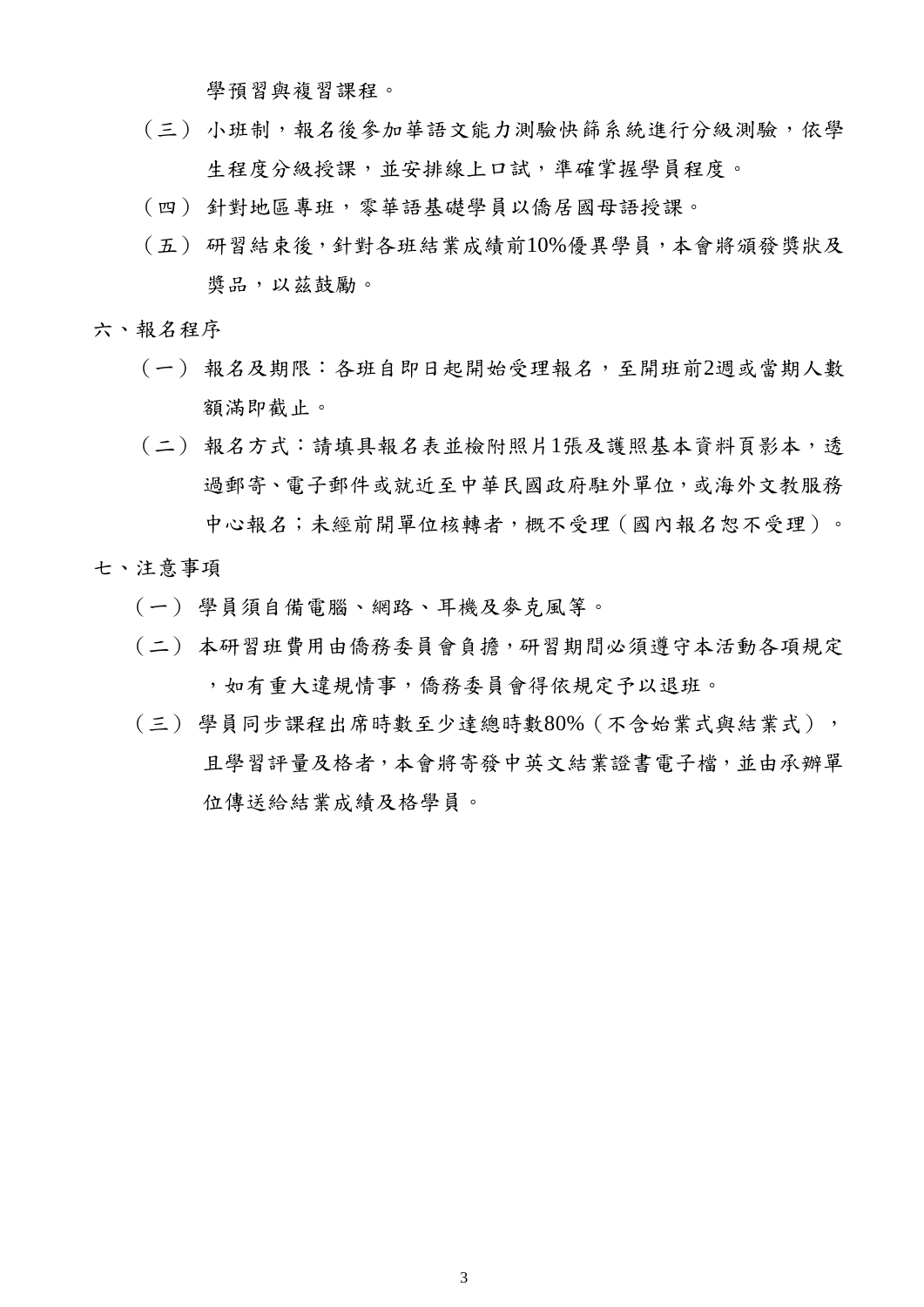學預習與複習課程。

（三）小班制，報名後參加華語文能力測驗快篩系統進行分級測驗，依學生程度分級授課，並安排線上口試，準確掌握學員程度。

（四）針對地區專班，零華語基礎學員以僑居國母語授課。

（五）研習結束後，針對各班結業成績前10%優異學員，本會將頒發獎狀及獎品，以茲鼓勵。

六、報名程序

（一）報名及期限：各班自即日起開始受理報名，至開班前2週或當期人數額滿即截止。

（二）報名方式：請填具報名表並檢附照片1張及護照基本資料頁影本，透過郵寄、電子郵件或就近至中華民國政府駐外單位，或海外文教服務中心報名；未經前開單位核轉者，概不受理（國內報名恕不受理）。

七、注意事項

（一）學員須自備電腦、網路、耳機及麥克風等。

（二）本研習班費用由僑務委員會負擔，研習期間必須遵守本活動各項規定，如有重大違規情事，僑務委員會得依規定予以退班。

（三）學員同步課程出席時數至少達總時數80%（不含始業式與結業式），且學習評量及格者，本會將寄發中英文結業證書電子檔，並由承辦單位傳送給結業成績及格學員。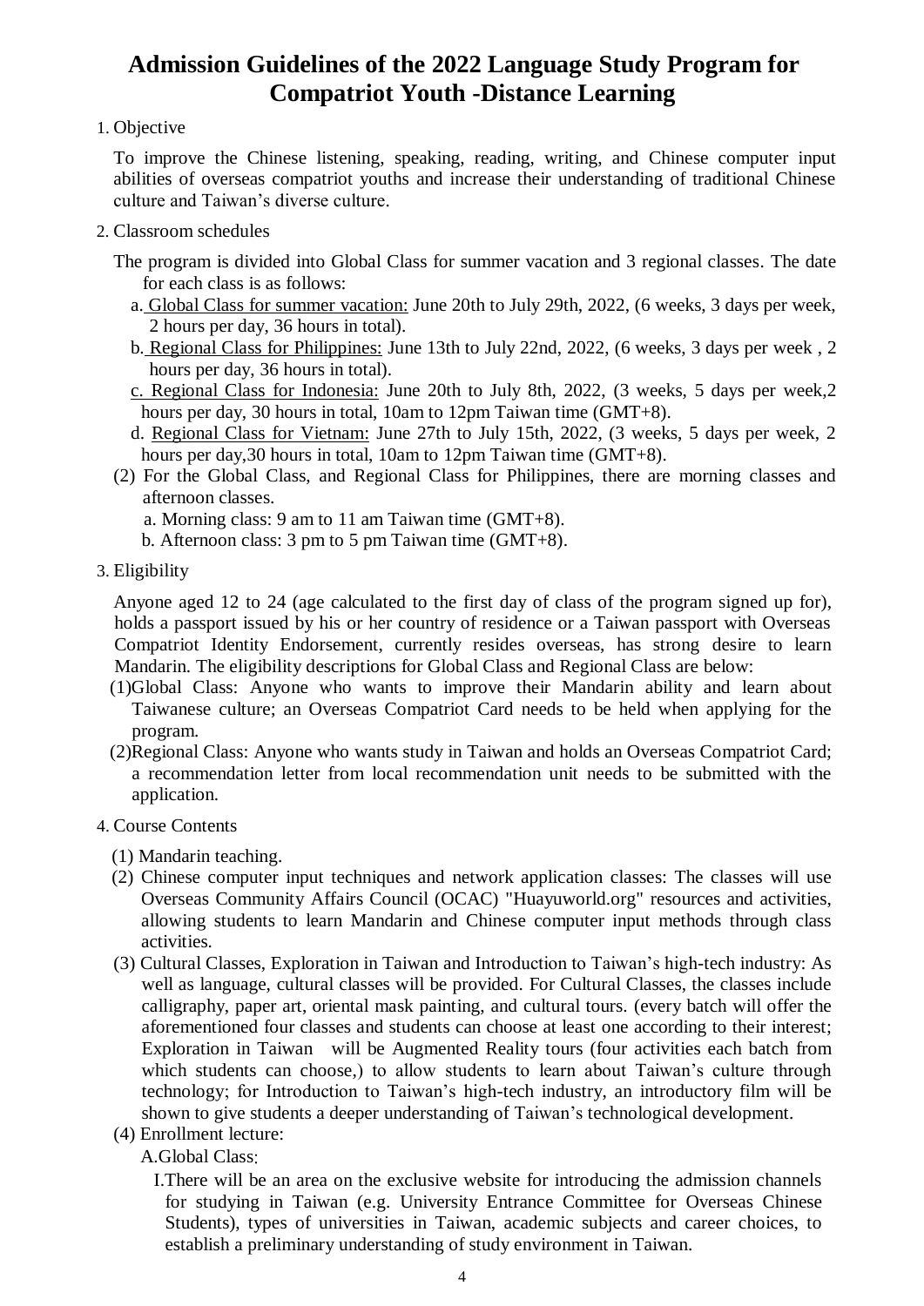# Admission Guidelines of the 2022 Language Study Program for Compatriot Youth -Distance Learning

1. Objective

To improve the Chinese listening, speaking, reading, writing, and Chinese computer input abilities of overseas compatriot youths and increase their understanding of traditional Chinese culture and Taiwan's diverse culture.

2. Classroom schedules

The program is divided into Global Class for summer vacation and 3 regional classes. The date for each class is as follows:

a. Global Class for summer vacation: June 20th to July 29th, 2022, (6 weeks, 3 days per week, 2 hours per day, 36 hours in total).

b. Regional Class for Philippines: June 13th to July 22nd, 2022, (6 weeks, 3 days per week , 2 hours per day, 36 hours in total).

c. Regional Class for Indonesia: June 20th to July 8th, 2022, (3 weeks, 5 days per week,2 hours per day, 30 hours in total, 10am to 12pm Taiwan time (GMT+8).

d. Regional Class for Vietnam: June 27th to July 15th, 2022, (3 weeks, 5 days per week, 2 hours per day,30 hours in total, 10am to 12pm Taiwan time (GMT+8).

(2) For the Global Class, and Regional Class for Philippines, there are morning classes and afternoon classes.

a. Morning class: 9 am to 11 am Taiwan time (GMT+8).

b. Afternoon class: 3 pm to 5 pm Taiwan time (GMT+8).

3. Eligibility

Anyone aged 12 to 24 (age calculated to the first day of class of the program signed up for), holds a passport issued by his or her country of residence or a Taiwan passport with Overseas Compatriot Identity Endorsement, currently resides overseas, has strong desire to learn Mandarin. The eligibility descriptions for Global Class and Regional Class are below:

(1)Global Class: Anyone who wants to improve their Mandarin ability and learn about Taiwanese culture; an Overseas Compatriot Card needs to be held when applying for the program.

(2)Regional Class: Anyone who wants study in Taiwan and holds an Overseas Compatriot Card; a recommendation letter from local recommendation unit needs to be submitted with the application.

4. Course Contents

(1) Mandarin teaching.

(2) Chinese computer input techniques and network application classes: The classes will use Overseas Community Affairs Council (OCAC) "Huayuworld.org" resources and activities, allowing students to learn Mandarin and Chinese computer input methods through class activities.

(3) Cultural Classes, Exploration in Taiwan and Introduction to Taiwan's high-tech industry: As well as language, cultural classes will be provided. For Cultural Classes, the classes include calligraphy, paper art, oriental mask painting, and cultural tours. (every batch will offer the aforementioned four classes and students can choose at least one according to their interest; Exploration in Taiwan will be Augmented Reality tours (four activities each batch from which students can choose,) to allow students to learn about Taiwan's culture through technology; for Introduction to Taiwan's high-tech industry, an introductory film will be shown to give students a deeper understanding of Taiwan's technological development.

(4) Enrollment lecture:

A.Global Class:

I.There will be an area on the exclusive website for introducing the admission channels for studying in Taiwan (e.g. University Entrance Committee for Overseas Chinese Students), types of universities in Taiwan, academic subjects and career choices, to establish a preliminary understanding of study environment in Taiwan.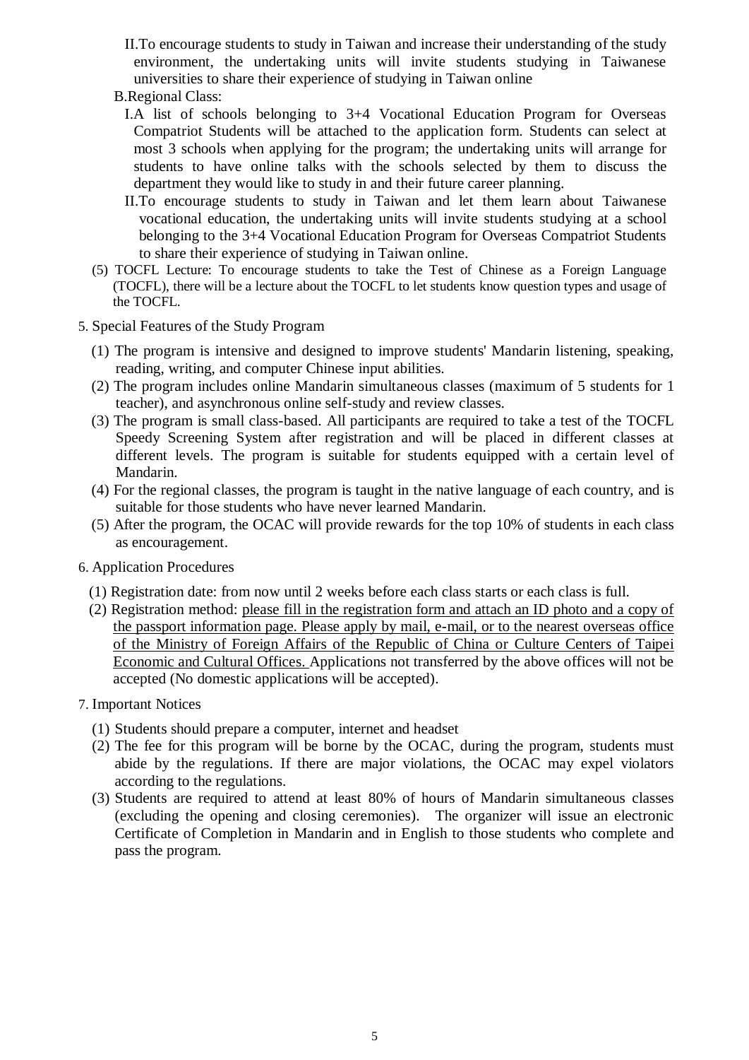II. To encourage students to study in Taiwan and increase their understanding of the study environment, the undertaking units will invite students studying in Taiwanese universities to share their experience of studying in Taiwan online

B. Regional Class:

I. A list of schools belonging to 3+4 Vocational Education Program for Overseas Compatriot Students will be attached to the application form. Students can select at most 3 schools when applying for the program; the undertaking units will arrange for students to have online talks with the schools selected by them to discuss the department they would like to study in and their future career planning.

II. To encourage students to study in Taiwan and let them learn about Taiwanese vocational education, the undertaking units will invite students studying at a school belonging to the 3+4 Vocational Education Program for Overseas Compatriot Students to share their experience of studying in Taiwan online.

(5) TOCFL Lecture: To encourage students to take the Test of Chinese as a Foreign Language (TOCFL), there will be a lecture about the TOCFL to let students know question types and usage of the TOCFL.

5. Special Features of the Study Program

(1) The program is intensive and designed to improve students' Mandarin listening, speaking, reading, writing, and computer Chinese input abilities.

(2) The program includes online Mandarin simultaneous classes (maximum of 5 students for 1 teacher), and asynchronous online self-study and review classes.

(3) The program is small class-based. All participants are required to take a test of the TOCFL Speedy Screening System after registration and will be placed in different classes at different levels. The program is suitable for students equipped with a certain level of Mandarin.

(4) For the regional classes, the program is taught in the native language of each country, and is suitable for those students who have never learned Mandarin.

(5) After the program, the OCAC will provide rewards for the top 10% of students in each class as encouragement.

6. Application Procedures

(1) Registration date: from now until 2 weeks before each class starts or each class is full.

(2) Registration method: please fill in the registration form and attach an ID photo and a copy of the passport information page. Please apply by mail, e-mail, or to the nearest overseas office of the Ministry of Foreign Affairs of the Republic of China or Culture Centers of Taipei Economic and Cultural Offices. Applications not transferred by the above offices will not be accepted (No domestic applications will be accepted).

7. Important Notices

(1) Students should prepare a computer, internet and headset

(2) The fee for this program will be borne by the OCAC, during the program, students must abide by the regulations. If there are major violations, the OCAC may expel violators according to the regulations.

(3) Students are required to attend at least 80% of hours of Mandarin simultaneous classes (excluding the opening and closing ceremonies). The organizer will issue an electronic Certificate of Completion in Mandarin and in English to those students who complete and pass the program.